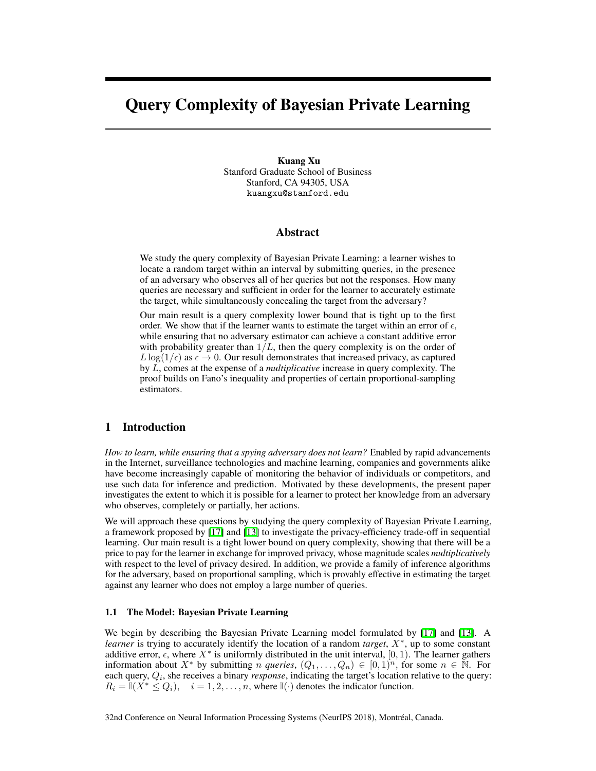# Query Complexity of Bayesian Private Learning

**Kuang Xu**
Stanford Graduate School of Business
Stanford, CA 94305, USA
kuangxu@stanford.edu

## Abstract

We study the query complexity of Bayesian Private Learning: a learner wishes to locate a random target within an interval by submitting queries, in the presence of an adversary who observes all of her queries but not the responses. How many queries are necessary and sufficient in order for the learner to accurately estimate the target, while simultaneously concealing the target from the adversary?

Our main result is a query complexity lower bound that is tight up to the first order. We show that if the learner wants to estimate the target within an error of $\epsilon$, while ensuring that no adversary estimator can achieve a constant additive error with probability greater than $1/L$, then the query complexity is on the order of $L \log(1/\epsilon)$ as $\epsilon \to 0$. Our result demonstrates that increased privacy, as captured by $L$, comes at the expense of a *multiplicative* increase in query complexity. The proof builds on Fano's inequality and properties of certain proportional-sampling estimators.

## 1 Introduction

*How to learn, while ensuring that a spying adversary does not learn?* Enabled by rapid advancements in the Internet, surveillance technologies and machine learning, companies and governments alike have become increasingly capable of monitoring the behavior of individuals or competitors, and use such data for inference and prediction. Motivated by these developments, the present paper investigates the extent to which it is possible for a learner to protect her knowledge from an adversary who observes, completely or partially, her actions.

We will approach these questions by studying the query complexity of Bayesian Private Learning, a framework proposed by [17] and [13] to investigate the privacy-efficiency trade-off in sequential learning. Our main result is a tight lower bound on query complexity, showing that there will be a price to pay for the learner in exchange for improved privacy, whose magnitude scales *multiplicatively* with respect to the level of privacy desired. In addition, we provide a family of inference algorithms for the adversary, based on proportional sampling, which is provably effective in estimating the target against any learner who does not employ a large number of queries.

### 1.1 The Model: Bayesian Private Learning

We begin by describing the Bayesian Private Learning model formulated by [17] and [13]. A *learner* is trying to accurately identify the location of a random *target*, $X^*$, up to some constant additive error, $\epsilon$, where $X^*$ is uniformly distributed in the unit interval, $[0, 1)$. The learner gathers information about $X^*$ by submitting $n$ *queries*, $(Q_1, \ldots, Q_n) \in [0, 1)^n$, for some $n \in \mathbb{N}$. For each query, $Q_i$, she receives a binary *response*, indicating the target's location relative to the query: $R_i = \mathbb{I}(X^* \leq Q_i), \quad i = 1, 2, \ldots, n$, where $\mathbb{I}(\cdot)$ denotes the indicator function.

32nd Conference on Neural Information Processing Systems (NeurIPS 2018), Montréal, Canada.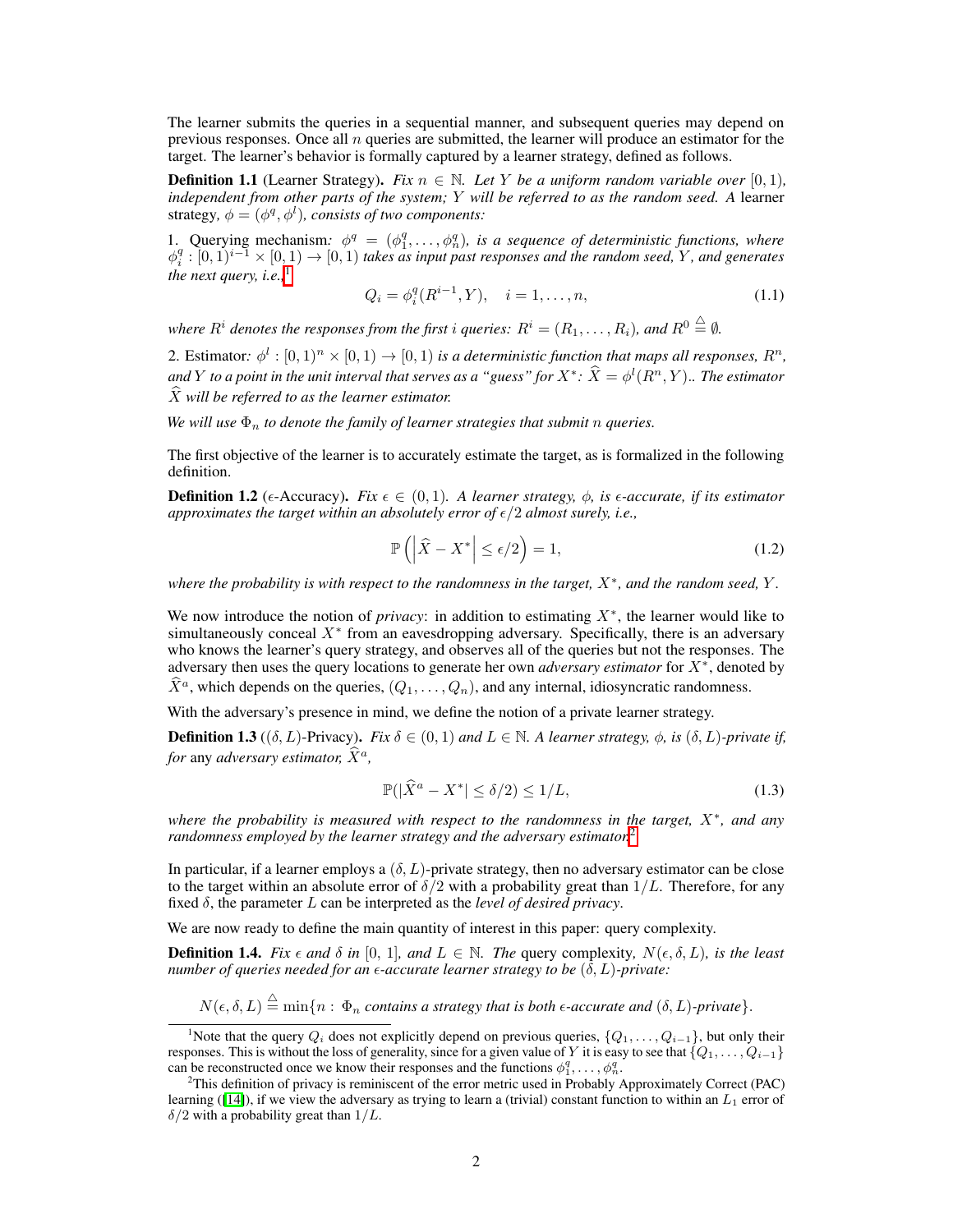The learner submits the queries in a sequential manner, and subsequent queries may depend on previous responses. Once all $n$ queries are submitted, the learner will produce an estimator for the target. The learner's behavior is formally captured by a learner strategy, defined as follows.

**Definition 1.1** (Learner Strategy). *Fix $n \in \mathbb{N}$. Let $Y$ be a uniform random variable over $[0, 1)$, independent from other parts of the system; $Y$ will be referred to as the random seed. A* learner strategy*, $\phi = (\phi^q, \phi^l)$, consists of two components:*

1. Querying mechanism*: $\phi^q = (\phi^q_1, \ldots, \phi^q_n)$, is a sequence of deterministic functions, where $\phi^q_i : [0, 1)^{i-1} \times [0, 1) \to [0, 1)$ takes as input past responses and the random seed, $Y$, and generates the next query, i.e.,*[1]

$$Q_i = \phi^q_i(R^{i-1}, Y), \quad i = 1, \ldots, n, \tag{1.1}$$

*where $R^i$ denotes the responses from the first $i$ queries: $R^i = (R_1, \ldots, R_i)$, and $R^0 \overset{\triangle}{=} \emptyset$.*

2. Estimator*: $\phi^l : [0, 1)^n \times [0, 1) \to [0, 1)$ is a deterministic function that maps all responses, $R^n$, and $Y$ to a point in the unit interval that serves as a "guess" for $X^*$: $\widehat{X} = \phi^l(R^n, Y)$.. The estimator $\widehat{X}$ will be referred to as the learner estimator.*

*We will use $\Phi_n$ to denote the family of learner strategies that submit $n$ queries.*

The first objective of the learner is to accurately estimate the target, as is formalized in the following definition.

**Definition 1.2** ($\epsilon$-Accuracy). *Fix $\epsilon \in (0, 1)$. A learner strategy, $\phi$, is $\epsilon$-accurate, if its estimator approximates the target within an absolutely error of $\epsilon/2$ almost surely, i.e.,*

$$\mathbb{P}\left(\left|\widehat{X} - X^*\right| \leq \epsilon/2\right) = 1, \tag{1.2}$$

*where the probability is with respect to the randomness in the target, $X^*$, and the random seed, $Y$.*

We now introduce the notion of *privacy*: in addition to estimating $X^*$, the learner would like to simultaneously conceal $X^*$ from an eavesdropping adversary. Specifically, there is an adversary who knows the learner's query strategy, and observes all of the queries but not the responses. The adversary then uses the query locations to generate her own *adversary estimator* for $X^*$, denoted by $\widehat{X}^a$, which depends on the queries, $(Q_1, \ldots, Q_n)$, and any internal, idiosyncratic randomness.

With the adversary's presence in mind, we define the notion of a private learner strategy.

**Definition 1.3** ($(\delta, L)$-Privacy). *Fix $\delta \in (0, 1)$ and $L \in \mathbb{N}$. A learner strategy, $\phi$, is $(\delta, L)$-private if, for* any *adversary estimator, $\widehat{X}^a$,*

$$\mathbb{P}(|\widehat{X}^a - X^*| \leq \delta/2) \leq 1/L, \tag{1.3}$$

*where the probability is measured with respect to the randomness in the target, $X^*$, and any randomness employed by the learner strategy and the adversary estimator.*[2]

In particular, if a learner employs a $(\delta, L)$-private strategy, then no adversary estimator can be close to the target within an absolute error of $\delta/2$ with a probability great than $1/L$. Therefore, for any fixed $\delta$, the parameter $L$ can be interpreted as the *level of desired privacy*.

We are now ready to define the main quantity of interest in this paper: query complexity.

**Definition 1.4.** *Fix $\epsilon$ and $\delta$ in $[0, 1]$, and $L \in \mathbb{N}$. The* query complexity*, $N(\epsilon, \delta, L)$, is the least number of queries needed for an $\epsilon$-accurate learner strategy to be $(\delta, L)$-private:*

$$N(\epsilon, \delta, L) \overset{\triangle}{=} \min\{n : \Phi_n \text{ contains a strategy that is both } \epsilon\text{-accurate and } (\delta, L)\text{-private}\}.$$

[1] Note that the query $Q_i$ does not explicitly depend on previous queries, $\{Q_1, \ldots, Q_{i-1}\}$, but only their responses. This is without the loss of generality, since for a given value of $Y$ it is easy to see that $\{Q_1, \ldots, Q_{i-1}\}$ can be reconstructed once we know their responses and the functions $\phi^q_1, \ldots, \phi^q_n$.

[2] This definition of privacy is reminiscent of the error metric used in Probably Approximately Correct (PAC) learning ([14]), if we view the adversary as trying to learn a (trivial) constant function to within an $L_1$ error of $\delta/2$ with a probability great than $1/L$.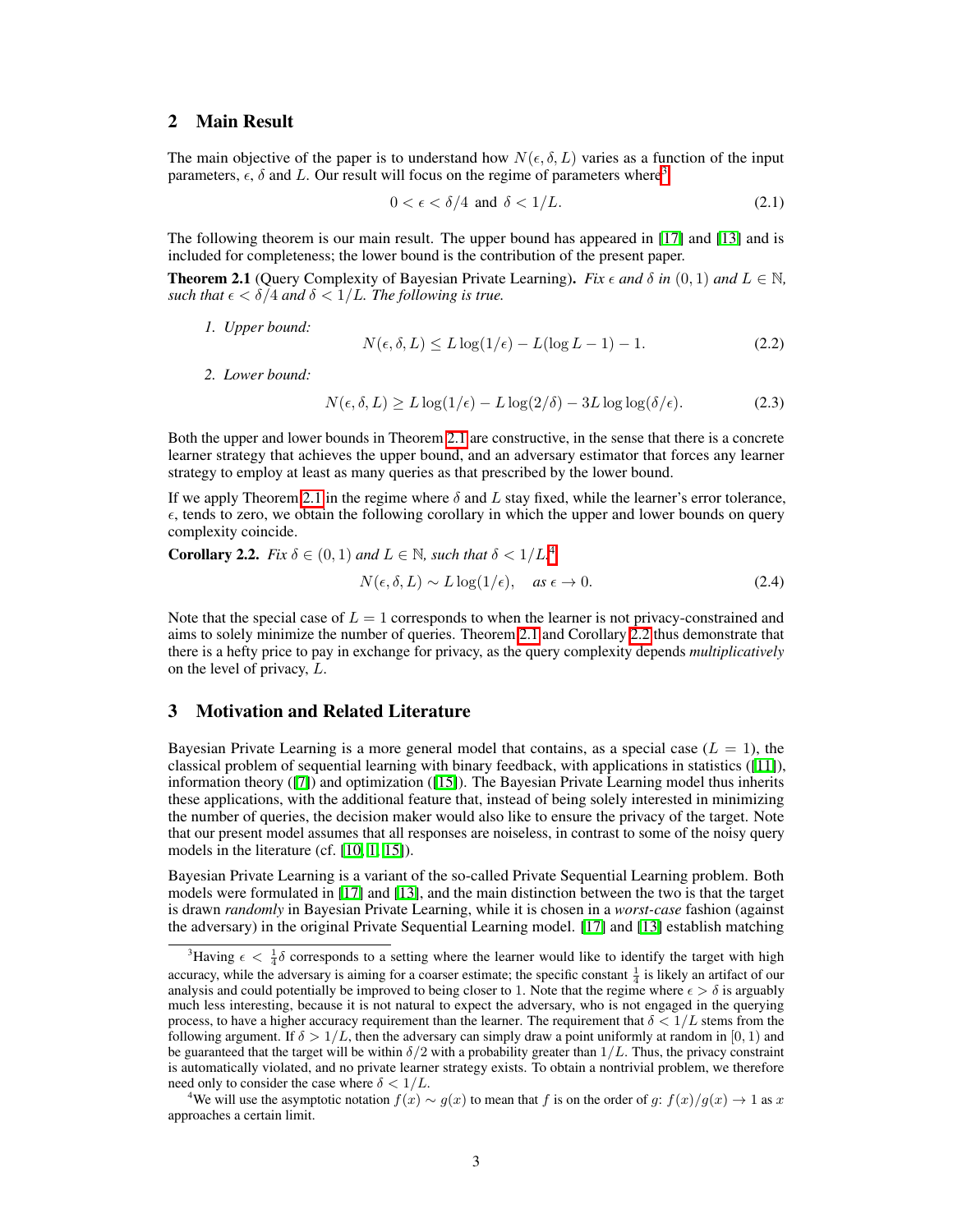## 2 Main Result

The main objective of the paper is to understand how $N(\epsilon, \delta, L)$ varies as a function of the input parameters, $\epsilon$, $\delta$ and $L$. Our result will focus on the regime of parameters where[3]

$$0 < \epsilon < \delta/4 \text{ and } \delta < 1/L. \tag{2.1}$$

The following theorem is our main result. The upper bound has appeared in [17] and [13] and is included for completeness; the lower bound is the contribution of the present paper.

**Theorem 2.1** (Query Complexity of Bayesian Private Learning). *Fix $\epsilon$ and $\delta$ in $(0, 1)$ and $L \in \mathbb{N}$, such that $\epsilon < \delta/4$ and $\delta < 1/L$. The following is true.*

1. *Upper bound:*
$$N(\epsilon, \delta, L) \leq L \log(1/\epsilon) - L(\log L - 1) - 1. \tag{2.2}$$

2. *Lower bound:*
$$N(\epsilon, \delta, L) \geq L \log(1/\epsilon) - L \log(2/\delta) - 3L \log \log(\delta/\epsilon). \tag{2.3}$$

Both the upper and lower bounds in Theorem 2.1 are constructive, in the sense that there is a concrete learner strategy that achieves the upper bound, and an adversary estimator that forces any learner strategy to employ at least as many queries as that prescribed by the lower bound.

If we apply Theorem 2.1 in the regime where $\delta$ and $L$ stay fixed, while the learner's error tolerance, $\epsilon$, tends to zero, we obtain the following corollary in which the upper and lower bounds on query complexity coincide.

**Corollary 2.2.** *Fix $\delta \in (0, 1)$ and $L \in \mathbb{N}$, such that $\delta < 1/L$.*[4]

$$N(\epsilon, \delta, L) \sim L \log(1/\epsilon), \quad \text{as } \epsilon \to 0. \tag{2.4}$$

Note that the special case of $L = 1$ corresponds to when the learner is not privacy-constrained and aims to solely minimize the number of queries. Theorem 2.1 and Corollary 2.2 thus demonstrate that there is a hefty price to pay in exchange for privacy, as the query complexity depends *multiplicatively* on the level of privacy, $L$.

## 3 Motivation and Related Literature

Bayesian Private Learning is a more general model that contains, as a special case ($L = 1$), the classical problem of sequential learning with binary feedback, with applications in statistics ([11]), information theory ([7]) and optimization ([15]). The Bayesian Private Learning model thus inherits these applications, with the additional feature that, instead of being solely interested in minimizing the number of queries, the decision maker would also like to ensure the privacy of the target. Note that our present model assumes that all responses are noiseless, in contrast to some of the noisy query models in the literature (cf. [10, 1, 15]).

Bayesian Private Learning is a variant of the so-called Private Sequential Learning problem. Both models were formulated in [17] and [13], and the main distinction between the two is that the target is drawn *randomly* in Bayesian Private Learning, while it is chosen in a *worst-case* fashion (against the adversary) in the original Private Sequential Learning model. [17] and [13] establish matching

[3] Having $\epsilon < \frac{1}{4}\delta$ corresponds to a setting where the learner would like to identify the target with high accuracy, while the adversary is aiming for a coarser estimate; the specific constant $\frac{1}{4}$ is likely an artifact of our analysis and could potentially be improved to being closer to 1. Note that the regime where $\epsilon > \delta$ is arguably much less interesting, because it is not natural to expect the adversary, who is not engaged in the querying process, to have a higher accuracy requirement than the learner. The requirement that $\delta < 1/L$ stems from the following argument. If $\delta > 1/L$, then the adversary can simply draw a point uniformly at random in $[0, 1)$ and be guaranteed that the target will be within $\delta/2$ with a probability greater than $1/L$. Thus, the privacy constraint is automatically violated, and no private learner strategy exists. To obtain a nontrivial problem, we therefore need only to consider the case where $\delta < 1/L$.

[4] We will use the asymptotic notation $f(x) \sim g(x)$ to mean that $f$ is on the order of $g$: $f(x)/g(x) \to 1$ as $x$ approaches a certain limit.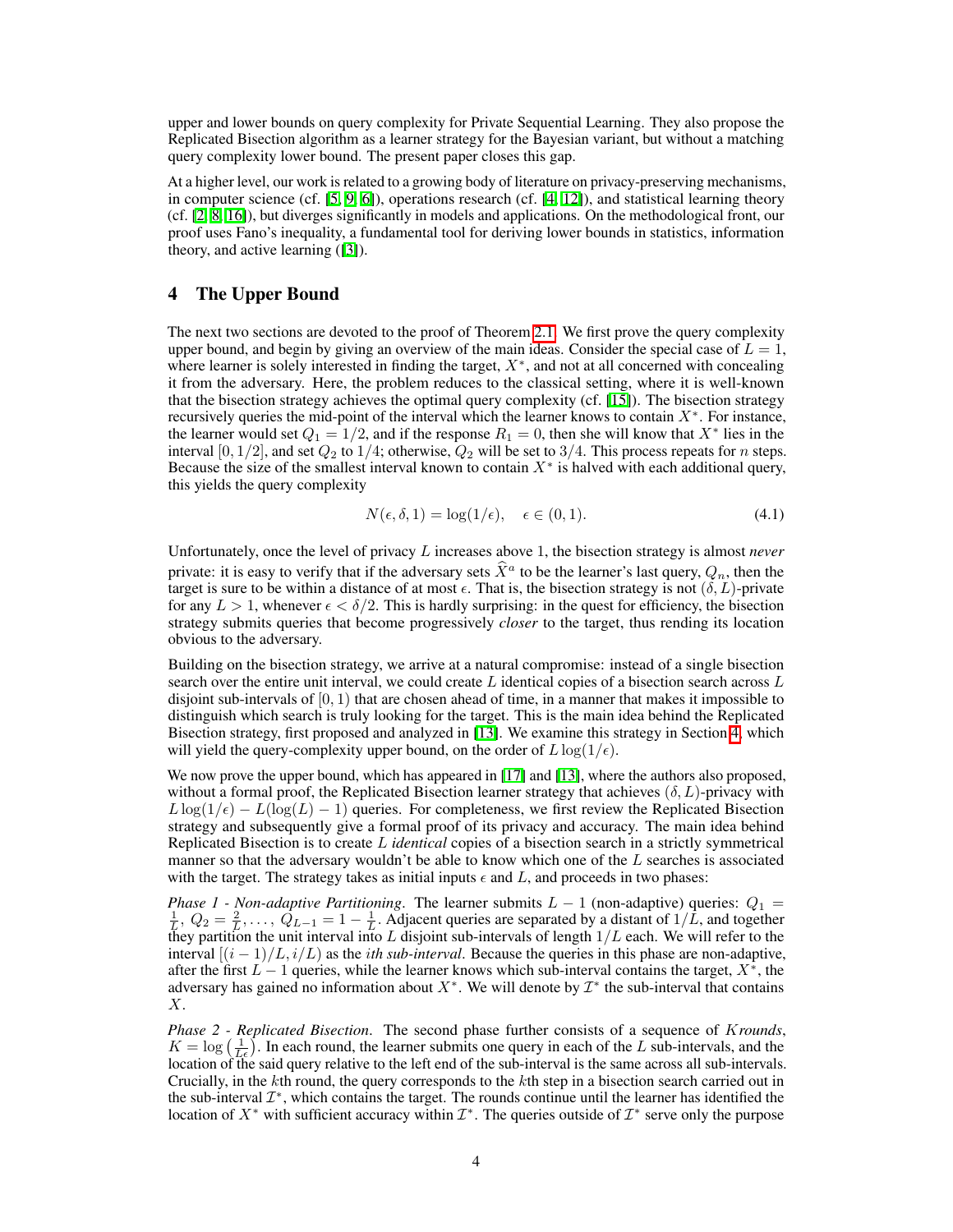upper and lower bounds on query complexity for Private Sequential Learning. They also propose the Replicated Bisection algorithm as a learner strategy for the Bayesian variant, but without a matching query complexity lower bound. The present paper closes this gap.

At a higher level, our work is related to a growing body of literature on privacy-preserving mechanisms, in computer science (cf. [5, 9, 6]), operations research (cf. [4, 12]), and statistical learning theory (cf. [2, 8, 16]), but diverges significantly in models and applications. On the methodological front, our proof uses Fano's inequality, a fundamental tool for deriving lower bounds in statistics, information theory, and active learning ([3]).

# 4 The Upper Bound

The next two sections are devoted to the proof of Theorem 2.1. We first prove the query complexity upper bound, and begin by giving an overview of the main ideas. Consider the special case of $L = 1$, where learner is solely interested in finding the target, $X^*$, and not at all concerned with concealing it from the adversary. Here, the problem reduces to the classical setting, where it is well-known that the bisection strategy achieves the optimal query complexity (cf. [15]). The bisection strategy recursively queries the mid-point of the interval which the learner knows to contain $X^*$. For instance, the learner would set $Q_1 = 1/2$, and if the response $R_1 = 0$, then she will know that $X^*$ lies in the interval $[0, 1/2]$, and set $Q_2$ to $1/4$; otherwise, $Q_2$ will be set to $3/4$. This process repeats for $n$ steps. Because the size of the smallest interval known to contain $X^*$ is halved with each additional query, this yields the query complexity

$$N(\epsilon, \delta, 1) = \log(1/\epsilon), \quad \epsilon \in (0, 1). \tag{4.1}$$

Unfortunately, once the level of privacy $L$ increases above 1, the bisection strategy is almost *never* private: it is easy to verify that if the adversary sets $\widehat{X}^a$ to be the learner's last query, $Q_n$, then the target is sure to be within a distance of at most $\epsilon$. That is, the bisection strategy is not $(\delta, L)$-private for any $L > 1$, whenever $\epsilon < \delta/2$. This is hardly surprising: in the quest for efficiency, the bisection strategy submits queries that become progressively *closer* to the target, thus rending its location obvious to the adversary.

Building on the bisection strategy, we arrive at a natural compromise: instead of a single bisection search over the entire unit interval, we could create $L$ identical copies of a bisection search across $L$ disjoint sub-intervals of $[0, 1)$ that are chosen ahead of time, in a manner that makes it impossible to distinguish which search is truly looking for the target. This is the main idea behind the Replicated Bisection strategy, first proposed and analyzed in [13]. We examine this strategy in Section 4, which will yield the query-complexity upper bound, on the order of $L \log(1/\epsilon)$.

We now prove the upper bound, which has appeared in [17] and [13], where the authors also proposed, without a formal proof, the Replicated Bisection learner strategy that achieves $(\delta, L)$-privacy with $L \log(1/\epsilon) - L(\log(L) - 1)$ queries. For completeness, we first review the Replicated Bisection strategy and subsequently give a formal proof of its privacy and accuracy. The main idea behind Replicated Bisection is to create $L$ *identical* copies of a bisection search in a strictly symmetrical manner so that the adversary wouldn't be able to know which one of the $L$ searches is associated with the target. The strategy takes as initial inputs $\epsilon$ and $L$, and proceeds in two phases:

*Phase 1 - Non-adaptive Partitioning*. The learner submits $L - 1$ (non-adaptive) queries: $Q_1 = \frac{1}{L}, Q_2 = \frac{2}{L}, \ldots, Q_{L-1} = 1 - \frac{1}{L}$. Adjacent queries are separated by a distant of $1/L$, and together they partition the unit interval into $L$ disjoint sub-intervals of length $1/L$ each. We will refer to the interval $[(i-1)/L, i/L)$ as the *ith sub-interval*. Because the queries in this phase are non-adaptive, after the first $L - 1$ queries, while the learner knows which sub-interval contains the target, $X^*$, the adversary has gained no information about $X^*$. We will denote by $\mathcal{I}^*$ the sub-interval that contains $X$.

*Phase 2 - Replicated Bisection*. The second phase further consists of a sequence of $K$*rounds*, $K = \log\left(\frac{1}{L\epsilon}\right)$. In each round, the learner submits one query in each of the $L$ sub-intervals, and the location of the said query relative to the left end of the sub-interval is the same across all sub-intervals. Crucially, in the $k$th round, the query corresponds to the $k$th step in a bisection search carried out in the sub-interval $\mathcal{I}^*$, which contains the target. The rounds continue until the learner has identified the location of $X^*$ with sufficient accuracy within $\mathcal{I}^*$. The queries outside of $\mathcal{I}^*$ serve only the purpose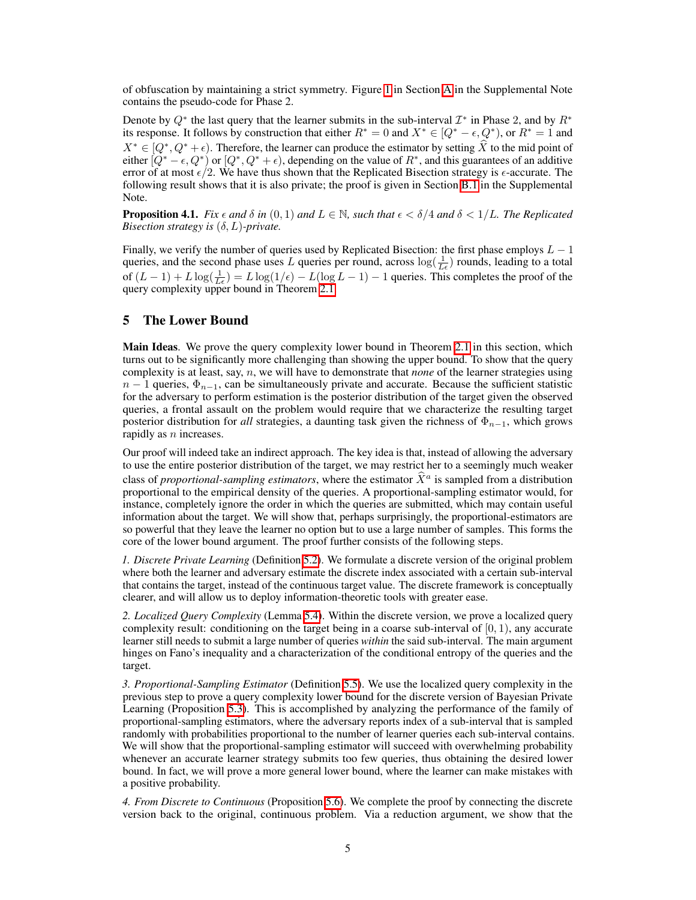of obfuscation by maintaining a strict symmetry. Figure 1 in Section A in the Supplemental Note contains the pseudo-code for Phase 2.

Denote by $Q^*$ the last query that the learner submits in the sub-interval $\mathcal{I}^*$ in Phase 2, and by $R^*$ its response. It follows by construction that either $R^* = 0$ and $X^* \in [Q^* - \epsilon, Q^*)$, or $R^* = 1$ and $X^* \in [Q^*, Q^* + \epsilon)$. Therefore, the learner can produce the estimator by setting $\widehat{X}$ to the mid point of either $[Q^* - \epsilon, Q^*)$ or $[Q^*, Q^* + \epsilon)$, depending on the value of $R^*$, and this guarantees of an additive error of at most $\epsilon/2$. We have thus shown that the Replicated Bisection strategy is $\epsilon$-accurate. The following result shows that it is also private; the proof is given in Section B.1 in the Supplemental Note.

**Proposition 4.1.** *Fix $\epsilon$ and $\delta$ in $(0, 1)$ and $L \in \mathbb{N}$, such that $\epsilon < \delta/4$ and $\delta < 1/L$. The Replicated Bisection strategy is $(\delta, L)$-private.*

Finally, we verify the number of queries used by Replicated Bisection: the first phase employs $L - 1$ queries, and the second phase uses $L$ queries per round, across $\log(\frac{1}{L\epsilon})$ rounds, leading to a total of $(L - 1) + L\log(\frac{1}{L\epsilon}) = L\log(1/\epsilon) - L(\log L - 1) - 1$ queries. This completes the proof of the query complexity upper bound in Theorem 2.1.

## 5 The Lower Bound

**Main Ideas**. We prove the query complexity lower bound in Theorem 2.1 in this section, which turns out to be significantly more challenging than showing the upper bound. To show that the query complexity is at least, say, $n$, we will have to demonstrate that *none* of the learner strategies using $n - 1$ queries, $\Phi_{n-1}$, can be simultaneously private and accurate. Because the sufficient statistic for the adversary to perform estimation is the posterior distribution of the target given the observed queries, a frontal assault on the problem would require that we characterize the resulting target posterior distribution for *all* strategies, a daunting task given the richness of $\Phi_{n-1}$, which grows rapidly as $n$ increases.

Our proof will indeed take an indirect approach. The key idea is that, instead of allowing the adversary to use the entire posterior distribution of the target, we may restrict her to a seemingly much weaker class of *proportional-sampling estimators*, where the estimator $\widehat{X}^a$ is sampled from a distribution proportional to the empirical density of the queries. A proportional-sampling estimator would, for instance, completely ignore the order in which the queries are submitted, which may contain useful information about the target. We will show that, perhaps surprisingly, the proportional-estimators are so powerful that they leave the learner no option but to use a large number of samples. This forms the core of the lower bound argument. The proof further consists of the following steps.

*1. Discrete Private Learning* (Definition 5.2). We formulate a discrete version of the original problem where both the learner and adversary estimate the discrete index associated with a certain sub-interval that contains the target, instead of the continuous target value. The discrete framework is conceptually clearer, and will allow us to deploy information-theoretic tools with greater ease.

*2. Localized Query Complexity* (Lemma 5.4). Within the discrete version, we prove a localized query complexity result: conditioning on the target being in a coarse sub-interval of $[0, 1)$, any accurate learner still needs to submit a large number of queries *within* the said sub-interval. The main argument hinges on Fano's inequality and a characterization of the conditional entropy of the queries and the target.

*3. Proportional-Sampling Estimator* (Definition 5.5). We use the localized query complexity in the previous step to prove a query complexity lower bound for the discrete version of Bayesian Private Learning (Proposition 5.3). This is accomplished by analyzing the performance of the family of proportional-sampling estimators, where the adversary reports index of a sub-interval that is sampled randomly with probabilities proportional to the number of learner queries each sub-interval contains. We will show that the proportional-sampling estimator will succeed with overwhelming probability whenever an accurate learner strategy submits too few queries, thus obtaining the desired lower bound. In fact, we will prove a more general lower bound, where the learner can make mistakes with a positive probability.

*4. From Discrete to Continuous* (Proposition 5.6). We complete the proof by connecting the discrete version back to the original, continuous problem. Via a reduction argument, we show that the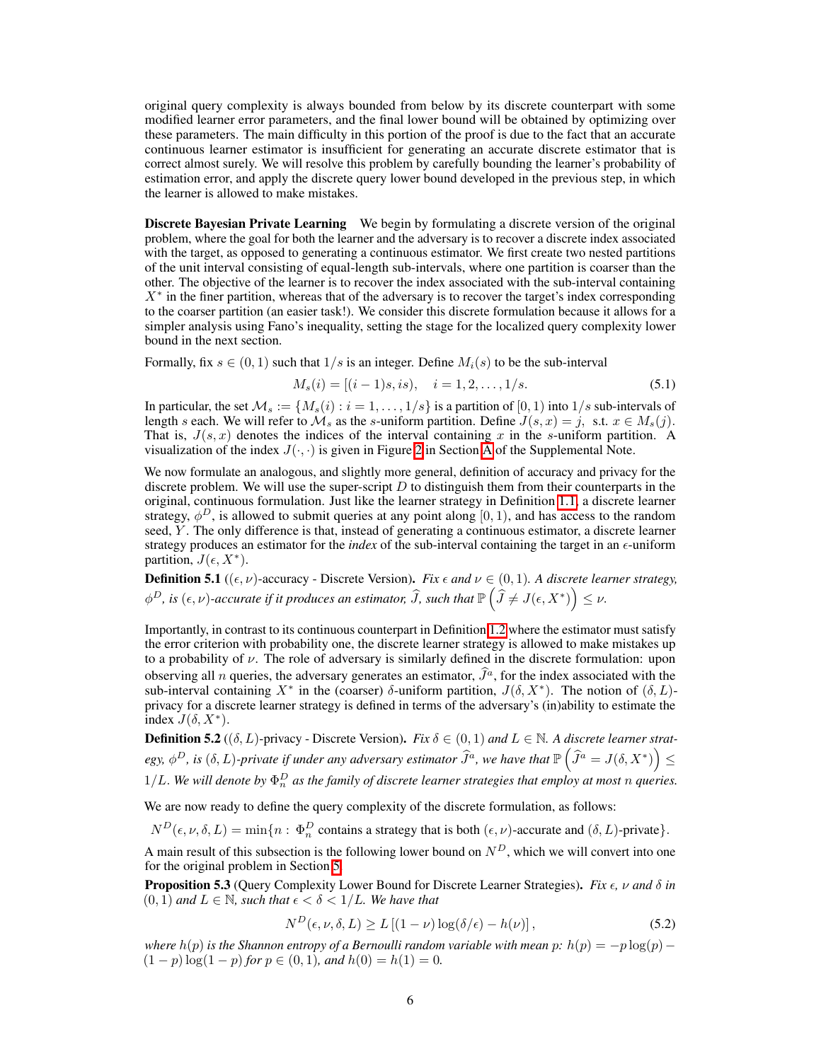original query complexity is always bounded from below by its discrete counterpart with some modified learner error parameters, and the final lower bound will be obtained by optimizing over these parameters. The main difficulty in this portion of the proof is due to the fact that an accurate continuous learner estimator is insufficient for generating an accurate discrete estimator that is correct almost surely. We will resolve this problem by carefully bounding the learner's probability of estimation error, and apply the discrete query lower bound developed in the previous step, in which the learner is allowed to make mistakes.

**Discrete Bayesian Private Learning** We begin by formulating a discrete version of the original problem, where the goal for both the learner and the adversary is to recover a discrete index associated with the target, as opposed to generating a continuous estimator. We first create two nested partitions of the unit interval consisting of equal-length sub-intervals, where one partition is coarser than the other. The objective of the learner is to recover the index associated with the sub-interval containing $X^*$ in the finer partition, whereas that of the adversary is to recover the target's index corresponding to the coarser partition (an easier task!). We consider this discrete formulation because it allows for a simpler analysis using Fano's inequality, setting the stage for the localized query complexity lower bound in the next section.

Formally, fix $s \in (0,1)$ such that $1/s$ is an integer. Define $M_i(s)$ to be the sub-interval

$$M_s(i) = [(i-1)s, is), \quad i = 1, 2, \ldots, 1/s. \tag{5.1}$$

In particular, the set $\mathcal{M}_s := \{M_s(i) : i = 1, \ldots, 1/s\}$ is a partition of $[0,1)$ into $1/s$ sub-intervals of length $s$ each. We will refer to $\mathcal{M}_s$ as the $s$-uniform partition. Define $J(s,x) = j$, s.t. $x \in M_s(j)$. That is, $J(s,x)$ denotes the indices of the interval containing $x$ in the $s$-uniform partition. A visualization of the index $J(\cdot,\cdot)$ is given in Figure 2 in Section A of the Supplemental Note.

We now formulate an analogous, and slightly more general, definition of accuracy and privacy for the discrete problem. We will use the super-script $D$ to distinguish them from their counterparts in the original, continuous formulation. Just like the learner strategy in Definition 1.1, a discrete learner strategy, $\phi^D$, is allowed to submit queries at any point along $[0,1)$, and has access to the random seed, $Y$. The only difference is that, instead of generating a continuous estimator, a discrete learner strategy produces an estimator for the *index* of the sub-interval containing the target in an $\epsilon$-uniform partition, $J(\epsilon, X^*)$.

**Definition 5.1** (($\epsilon,\nu$)-accuracy - Discrete Version). *Fix $\epsilon$ and $\nu \in (0,1)$. A discrete learner strategy, $\phi^D$, is $(\epsilon,\nu)$-accurate if it produces an estimator, $\widehat{J}$, such that $\mathbb{P}\left(\widehat{J} \neq J(\epsilon, X^*)\right) \leq \nu$.*

Importantly, in contrast to its continuous counterpart in Definition 1.2 where the estimator must satisfy the error criterion with probability one, the discrete learner strategy is allowed to make mistakes up to a probability of $\nu$. The role of adversary is similarly defined in the discrete formulation: upon observing all $n$ queries, the adversary generates an estimator, $\widehat{J}^a$, for the index associated with the sub-interval containing $X^*$ in the (coarser) $\delta$-uniform partition, $J(\delta, X^*)$. The notion of $(\delta, L)$-privacy for a discrete learner strategy is defined in terms of the adversary's (in)ability to estimate the index $J(\delta, X^*)$.

**Definition 5.2** (($\delta, L$)-privacy - Discrete Version). *Fix $\delta \in (0,1)$ and $L \in \mathbb{N}$. A discrete learner strategy, $\phi^D$, is $(\delta, L)$-private if under any adversary estimator $\widehat{J}^a$, we have that $\mathbb{P}\left(\widehat{J}^a = J(\delta, X^*)\right) \leq 1/L$. We will denote by $\Phi^D_n$ as the family of discrete learner strategies that employ at most $n$ queries.*

We are now ready to define the query complexity of the discrete formulation, as follows:

$$N^D(\epsilon, \nu, \delta, L) = \min\{n : \ \Phi^D_n \text{ contains a strategy that is both } (\epsilon,\nu)\text{-accurate and } (\delta, L)\text{-private}\}.$$

A main result of this subsection is the following lower bound on $N^D$, which we will convert into one for the original problem in Section 5.

**Proposition 5.3** (Query Complexity Lower Bound for Discrete Learner Strategies). *Fix $\epsilon$, $\nu$ and $\delta$ in $(0,1)$ and $L \in \mathbb{N}$, such that $\epsilon < \delta < 1/L$. We have that*

$$N^D(\epsilon, \nu, \delta, L) \geq L\left[(1-\nu)\log(\delta/\epsilon) - h(\nu)\right], \tag{5.2}$$

*where $h(p)$ is the Shannon entropy of a Bernoulli random variable with mean $p$: $h(p) = -p\log(p) - (1-p)\log(1-p)$ for $p \in (0,1)$, and $h(0) = h(1) = 0$.*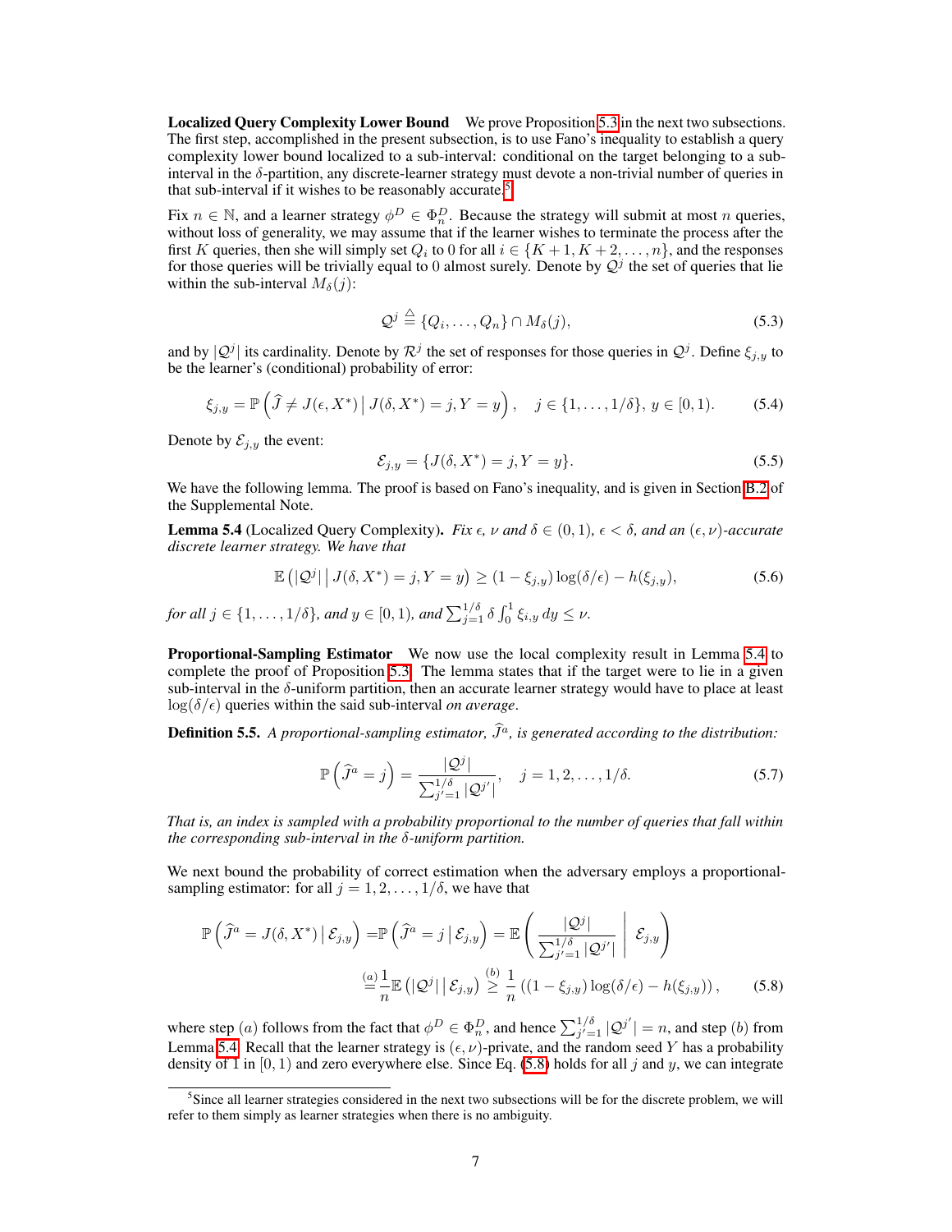**Localized Query Complexity Lower Bound** We prove Proposition 5.3 in the next two subsections. The first step, accomplished in the present subsection, is to use Fano's inequality to establish a query complexity lower bound localized to a sub-interval: conditional on the target belonging to a sub-interval in the $\delta$-partition, any discrete-learner strategy must devote a non-trivial number of queries in that sub-interval if it wishes to be reasonably accurate.[5]

Fix $n \in \mathbb{N}$, and a learner strategy $\phi^D \in \Phi_n^D$. Because the strategy will submit at most $n$ queries, without loss of generality, we may assume that if the learner wishes to terminate the process after the first $K$ queries, then she will simply set $Q_i$ to 0 for all $i \in \{K+1, K+2, \ldots, n\}$, and the responses for those queries will be trivially equal to 0 almost surely. Denote by $\mathcal{Q}^j$ the set of queries that lie within the sub-interval $M_\delta(j)$:

$$
\mathcal{Q}^j \triangleq \{Q_i, \ldots, Q_n\} \cap M_\delta(j), \tag{5.3}
$$

and by $|\mathcal{Q}^j|$ its cardinality. Denote by $\mathcal{R}^j$ the set of responses for those queries in $\mathcal{Q}^j$. Define $\xi_{j,y}$ to be the learner's (conditional) probability of error:

$$
\xi_{j,y} = \mathbb{P}\left(\widehat{J} \neq J(\epsilon, X^*) \,\middle|\, J(\delta, X^*) = j, Y = y\right), \quad j \in \{1, \ldots, 1/\delta\},\, y \in [0,1). \tag{5.4}
$$

Denote by $\mathcal{E}_{j,y}$ the event:

$$
\mathcal{E}_{j,y} = \{J(\delta, X^*) = j, Y = y\}. \tag{5.5}
$$

We have the following lemma. The proof is based on Fano's inequality, and is given in Section B.2 of the Supplemental Note.

**Lemma 5.4** (Localized Query Complexity). *Fix $\epsilon$, $\nu$ and $\delta \in (0,1)$, $\epsilon < \delta$, and an $(\epsilon, \nu)$-accurate discrete learner strategy. We have that*

$$
\mathbb{E}\left(|\mathcal{Q}^j| \,\middle|\, J(\delta, X^*) = j, Y = y\right) \geq (1 - \xi_{j,y}) \log(\delta/\epsilon) - h(\xi_{j,y}), \tag{5.6}
$$

*for all $j \in \{1, \ldots, 1/\delta\}$, and $y \in [0,1)$, and $\sum_{j=1}^{1/\delta} \delta \int_0^1 \xi_{i,y}\, dy \leq \nu$.*

**Proportional-Sampling Estimator** We now use the local complexity result in Lemma 5.4 to complete the proof of Proposition 5.3. The lemma states that if the target were to lie in a given sub-interval in the $\delta$-uniform partition, then an accurate learner strategy would have to place at least $\log(\delta/\epsilon)$ queries within the said sub-interval *on average*.

**Definition 5.5.** *A proportional-sampling estimator, $\widehat{J}^a$, is generated according to the distribution:*

$$
\mathbb{P}\left(\widehat{J}^a = j\right) = \frac{|\mathcal{Q}^j|}{\sum_{j'=1}^{1/\delta} |\mathcal{Q}^{j'}|}, \quad j = 1, 2, \ldots, 1/\delta. \tag{5.7}
$$

*That is, an index is sampled with a probability proportional to the number of queries that fall within the corresponding sub-interval in the $\delta$-uniform partition.*

We next bound the probability of correct estimation when the adversary employs a proportional-sampling estimator: for all $j = 1, 2, \ldots, 1/\delta$, we have that

$$
\begin{aligned}
\mathbb{P}\left(\widehat{J}^a = J(\delta, X^*) \,\middle|\, \mathcal{E}_{j,y}\right) &= \mathbb{P}\left(\widehat{J}^a = j \,\middle|\, \mathcal{E}_{j,y}\right) = \mathbb{E}\left(\frac{|\mathcal{Q}^j|}{\sum_{j'=1}^{1/\delta} |\mathcal{Q}^{j'}|} \,\middle|\, \mathcal{E}_{j,y}\right) \\
&\overset{(a)}{=} \frac{1}{n} \mathbb{E}\left(|\mathcal{Q}^j| \,\middle|\, \mathcal{E}_{j,y}\right) \overset{(b)}{\geq} \frac{1}{n}\left((1 - \xi_{j,y}) \log(\delta/\epsilon) - h(\xi_{j,y})\right),
\end{aligned} \tag{5.8}
$$

where step $(a)$ follows from the fact that $\phi^D \in \Phi_n^D$, and hence $\sum_{j'=1}^{1/\delta} |\mathcal{Q}^{j'}| = n$, and step $(b)$ from Lemma 5.4. Recall that the learner strategy is $(\epsilon, \nu)$-private, and the random seed $Y$ has a probability density of 1 in $[0,1)$ and zero everywhere else. Since Eq. (5.8) holds for all $j$ and $y$, we can integrate

[5] Since all learner strategies considered in the next two subsections will be for the discrete problem, we will refer to them simply as learner strategies when there is no ambiguity.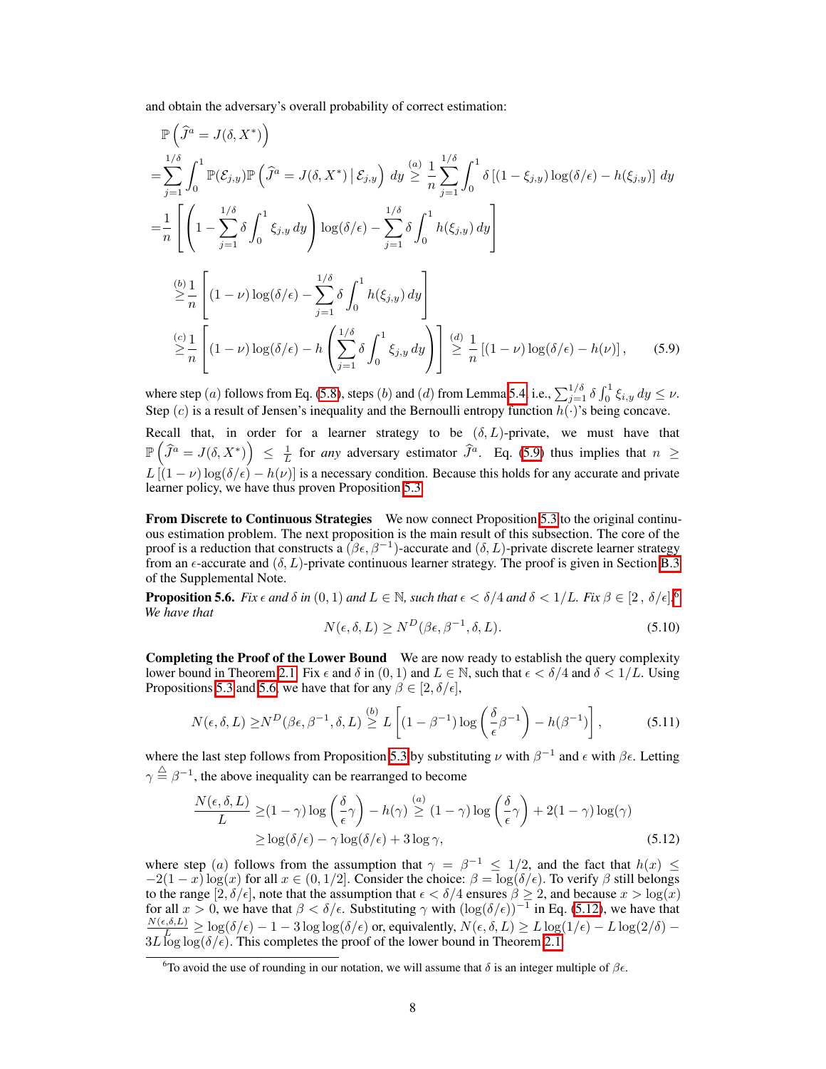and obtain the adversary's overall probability of correct estimation:

$$
\begin{aligned}
&\mathbb{P}\left(\widehat{J}^a = J(\delta, X^*)\right) \\
=&\sum_{j=1}^{1/\delta}\int_0^1 \mathbb{P}(\mathcal{E}_{j,y})\mathbb{P}\left(\widehat{J}^a = J(\delta, X^*)\,\middle|\,\mathcal{E}_{j,y}\right)\,dy \overset{(a)}{\geq} \frac{1}{n}\sum_{j=1}^{1/\delta}\int_0^1 \delta\left[(1-\xi_{j,y})\log(\delta/\epsilon) - h(\xi_{j,y})\right]\,dy \\
=&\frac{1}{n}\left[\left(1 - \sum_{j=1}^{1/\delta}\delta\int_0^1 \xi_{j,y}\,dy\right)\log(\delta/\epsilon) - \sum_{j=1}^{1/\delta}\delta\int_0^1 h(\xi_{j,y})\,dy\right] \\
\overset{(b)}{\geq}&\frac{1}{n}\left[(1-\nu)\log(\delta/\epsilon) - \sum_{j=1}^{1/\delta}\delta\int_0^1 h(\xi_{j,y})\,dy\right] \\
\overset{(c)}{\geq}&\frac{1}{n}\left[(1-\nu)\log(\delta/\epsilon) - h\left(\sum_{j=1}^{1/\delta}\delta\int_0^1 \xi_{j,y}\,dy\right)\right] \overset{(d)}{\geq} \frac{1}{n}\left[(1-\nu)\log(\delta/\epsilon) - h(\nu)\right],
\end{aligned}
\tag{5.9}
$$

where step $(a)$ follows from Eq. (5.8), steps $(b)$ and $(d)$ from Lemma 5.4, i.e., $\sum_{j=1}^{1/\delta}\delta\int_0^1 \xi_{i,y}\,dy \leq \nu$. Step $(c)$ is a result of Jensen's inequality and the Bernoulli entropy function $h(\cdot)$'s being concave.

Recall that, in order for a learner strategy to be $(\delta, L)$-private, we must have that $\mathbb{P}\left(\widehat{J}^a = J(\delta, X^*)\right) \leq \frac{1}{L}$ for *any* adversary estimator $\widehat{J}^a$. Eq. (5.9) thus implies that $n \geq L\left[(1-\nu)\log(\delta/\epsilon) - h(\nu)\right]$ is a necessary condition. Because this holds for any accurate and private learner policy, we have thus proven Proposition 5.3.

**From Discrete to Continuous Strategies** We now connect Proposition 5.3 to the original continuous estimation problem. The next proposition is the main result of this subsection. The core of the proof is a reduction that constructs a $(\beta\epsilon, \beta^{-1})$-accurate and $(\delta, L)$-private discrete learner strategy from an $\epsilon$-accurate and $(\delta, L)$-private continuous learner strategy. The proof is given in Section B.3 of the Supplemental Note.

**Proposition 5.6.** *Fix $\epsilon$ and $\delta$ in $(0,1)$ and $L \in \mathbb{N}$, such that $\epsilon < \delta/4$ and $\delta < 1/L$. Fix $\beta \in [2\,,\,\delta/\epsilon]$.*[6] *We have that*

$$
N(\epsilon, \delta, L) \geq N^D(\beta\epsilon, \beta^{-1}, \delta, L). \tag{5.10}
$$

**Completing the Proof of the Lower Bound** We are now ready to establish the query complexity lower bound in Theorem 2.1. Fix $\epsilon$ and $\delta$ in $(0,1)$ and $L \in \mathbb{N}$, such that $\epsilon < \delta/4$ and $\delta < 1/L$. Using Propositions 5.3 and 5.6, we have that for any $\beta \in [2, \delta/\epsilon]$,

$$
N(\epsilon, \delta, L) \geq N^D(\beta\epsilon, \beta^{-1}, \delta, L) \overset{(b)}{\geq} L\left[(1-\beta^{-1})\log\left(\frac{\delta}{\epsilon}\beta^{-1}\right) - h(\beta^{-1})\right], \tag{5.11}
$$

where the last step follows from Proposition 5.3 by substituting $\nu$ with $\beta^{-1}$ and $\epsilon$ with $\beta\epsilon$. Letting $\gamma \triangleq \beta^{-1}$, the above inequality can be rearranged to become

$$
\begin{aligned}
\frac{N(\epsilon, \delta, L)}{L} \geq& (1-\gamma)\log\left(\frac{\delta}{\epsilon}\gamma\right) - h(\gamma) \overset{(a)}{\geq} (1-\gamma)\log\left(\frac{\delta}{\epsilon}\gamma\right) + 2(1-\gamma)\log(\gamma) \\
\geq& \log(\delta/\epsilon) - \gamma\log(\delta/\epsilon) + 3\log\gamma,
\end{aligned}
\tag{5.12}
$$

where step $(a)$ follows from the assumption that $\gamma = \beta^{-1} \leq 1/2$, and the fact that $h(x) \leq -2(1-x)\log(x)$ for all $x \in (0, 1/2]$. Consider the choice: $\beta = \log(\delta/\epsilon)$. To verify $\beta$ still belongs to the range $[2, \delta/\epsilon]$, note that the assumption that $\epsilon < \delta/4$ ensures $\beta \geq 2$, and because $x > \log(x)$ for all $x > 0$, we have that $\beta < \delta/\epsilon$. Substituting $\gamma$ with $(\log(\delta/\epsilon))^{-1}$ in Eq. (5.12), we have that $\frac{N(\epsilon,\delta,L)}{L} \geq \log(\delta/\epsilon) - 1 - 3\log\log(\delta/\epsilon)$ or, equivalently, $N(\epsilon, \delta, L) \geq L\log(1/\epsilon) - L\log(2/\delta) - 3L\log\log(\delta/\epsilon)$. This completes the proof of the lower bound in Theorem 2.1.

[6] To avoid the use of rounding in our notation, we will assume that $\delta$ is an integer multiple of $\beta\epsilon$.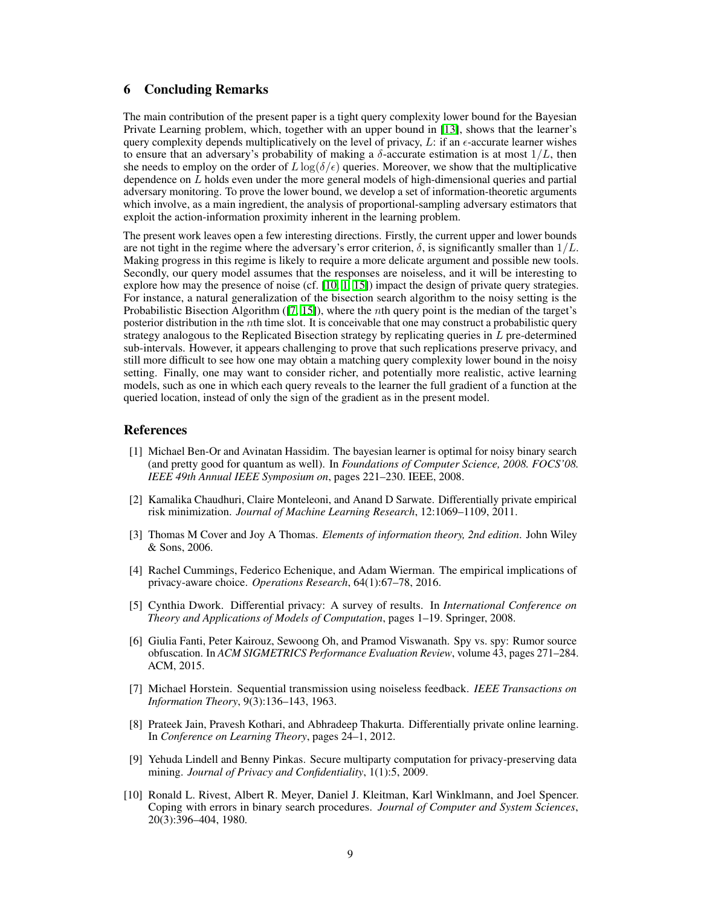## 6 Concluding Remarks

The main contribution of the present paper is a tight query complexity lower bound for the Bayesian Private Learning problem, which, together with an upper bound in [13], shows that the learner's query complexity depends multiplicatively on the level of privacy, $L$: if an $\epsilon$-accurate learner wishes to ensure that an adversary's probability of making a $\delta$-accurate estimation is at most $1/L$, then she needs to employ on the order of $L \log(\delta/\epsilon)$ queries. Moreover, we show that the multiplicative dependence on $L$ holds even under the more general models of high-dimensional queries and partial adversary monitoring. To prove the lower bound, we develop a set of information-theoretic arguments which involve, as a main ingredient, the analysis of proportional-sampling adversary estimators that exploit the action-information proximity inherent in the learning problem.

The present work leaves open a few interesting directions. Firstly, the current upper and lower bounds are not tight in the regime where the adversary's error criterion, $\delta$, is significantly smaller than $1/L$. Making progress in this regime is likely to require a more delicate argument and possible new tools. Secondly, our query model assumes that the responses are noiseless, and it will be interesting to explore how may the presence of noise (cf. [10, 1, 15]) impact the design of private query strategies. For instance, a natural generalization of the bisection search algorithm to the noisy setting is the Probabilistic Bisection Algorithm ([7, 15]), where the $n$th query point is the median of the target's posterior distribution in the $n$th time slot. It is conceivable that one may construct a probabilistic query strategy analogous to the Replicated Bisection strategy by replicating queries in $L$ pre-determined sub-intervals. However, it appears challenging to prove that such replications preserve privacy, and still more difficult to see how one may obtain a matching query complexity lower bound in the noisy setting. Finally, one may want to consider richer, and potentially more realistic, active learning models, such as one in which each query reveals to the learner the full gradient of a function at the queried location, instead of only the sign of the gradient as in the present model.

## References

[1] Michael Ben-Or and Avinatan Hassidim. The bayesian learner is optimal for noisy binary search (and pretty good for quantum as well). In *Foundations of Computer Science, 2008. FOCS'08. IEEE 49th Annual IEEE Symposium on*, pages 221–230. IEEE, 2008.

[2] Kamalika Chaudhuri, Claire Monteleoni, and Anand D Sarwate. Differentially private empirical risk minimization. *Journal of Machine Learning Research*, 12:1069–1109, 2011.

[3] Thomas M Cover and Joy A Thomas. *Elements of information theory, 2nd edition*. John Wiley & Sons, 2006.

[4] Rachel Cummings, Federico Echenique, and Adam Wierman. The empirical implications of privacy-aware choice. *Operations Research*, 64(1):67–78, 2016.

[5] Cynthia Dwork. Differential privacy: A survey of results. In *International Conference on Theory and Applications of Models of Computation*, pages 1–19. Springer, 2008.

[6] Giulia Fanti, Peter Kairouz, Sewoong Oh, and Pramod Viswanath. Spy vs. spy: Rumor source obfuscation. In *ACM SIGMETRICS Performance Evaluation Review*, volume 43, pages 271–284. ACM, 2015.

[7] Michael Horstein. Sequential transmission using noiseless feedback. *IEEE Transactions on Information Theory*, 9(3):136–143, 1963.

[8] Prateek Jain, Pravesh Kothari, and Abhradeep Thakurta. Differentially private online learning. In *Conference on Learning Theory*, pages 24–1, 2012.

[9] Yehuda Lindell and Benny Pinkas. Secure multiparty computation for privacy-preserving data mining. *Journal of Privacy and Confidentiality*, 1(1):5, 2009.

[10] Ronald L. Rivest, Albert R. Meyer, Daniel J. Kleitman, Karl Winklmann, and Joel Spencer. Coping with errors in binary search procedures. *Journal of Computer and System Sciences*, 20(3):396–404, 1980.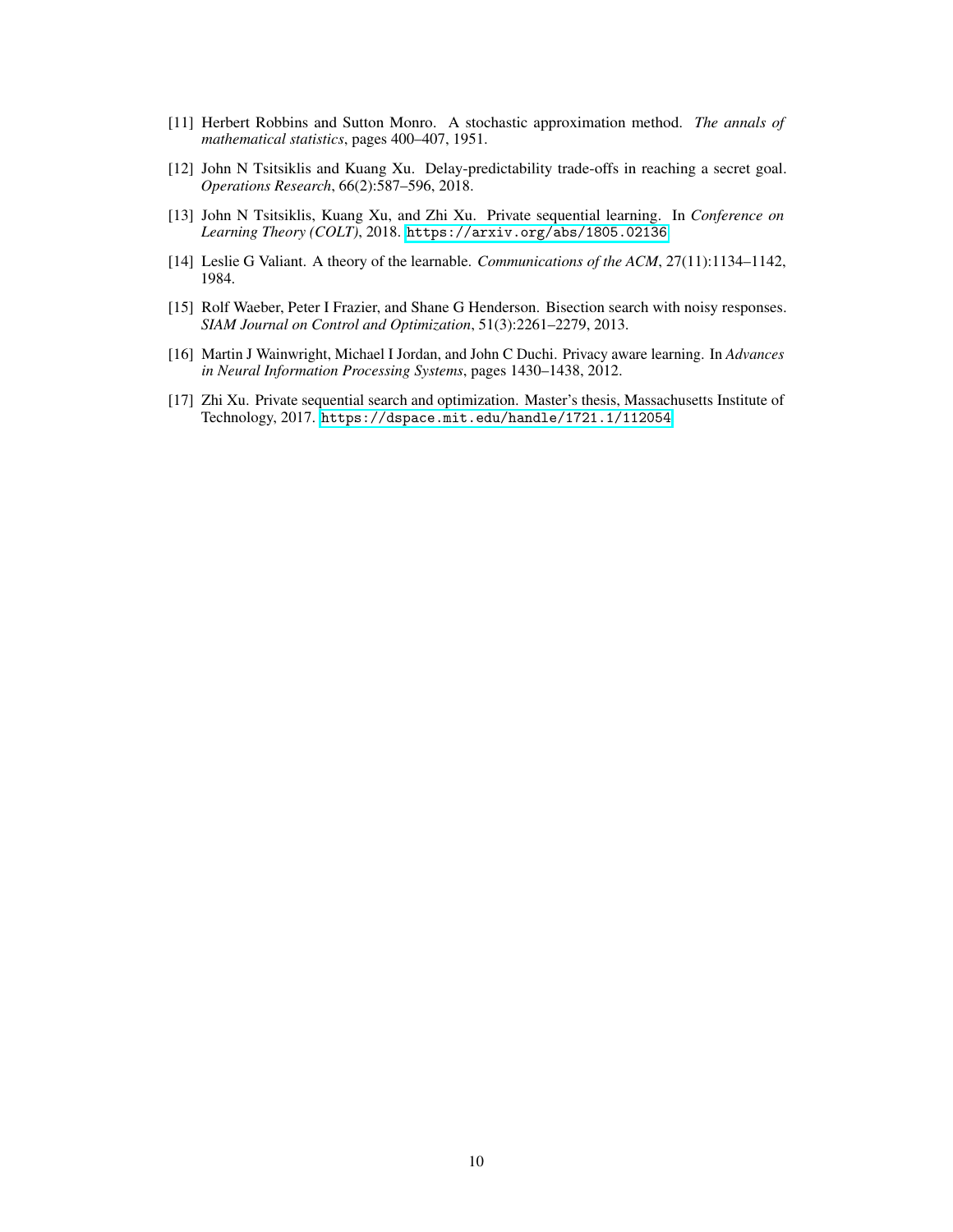[11] Herbert Robbins and Sutton Monro. A stochastic approximation method. *The annals of mathematical statistics*, pages 400–407, 1951.

[12] John N Tsitsiklis and Kuang Xu. Delay-predictability trade-offs in reaching a secret goal. *Operations Research*, 66(2):587–596, 2018.

[13] John N Tsitsiklis, Kuang Xu, and Zhi Xu. Private sequential learning. In *Conference on Learning Theory (COLT)*, 2018. https://arxiv.org/abs/1805.02136

[14] Leslie G Valiant. A theory of the learnable. *Communications of the ACM*, 27(11):1134–1142, 1984.

[15] Rolf Waeber, Peter I Frazier, and Shane G Henderson. Bisection search with noisy responses. *SIAM Journal on Control and Optimization*, 51(3):2261–2279, 2013.

[16] Martin J Wainwright, Michael I Jordan, and John C Duchi. Privacy aware learning. In *Advances in Neural Information Processing Systems*, pages 1430–1438, 2012.

[17] Zhi Xu. Private sequential search and optimization. Master's thesis, Massachusetts Institute of Technology, 2017. https://dspace.mit.edu/handle/1721.1/112054